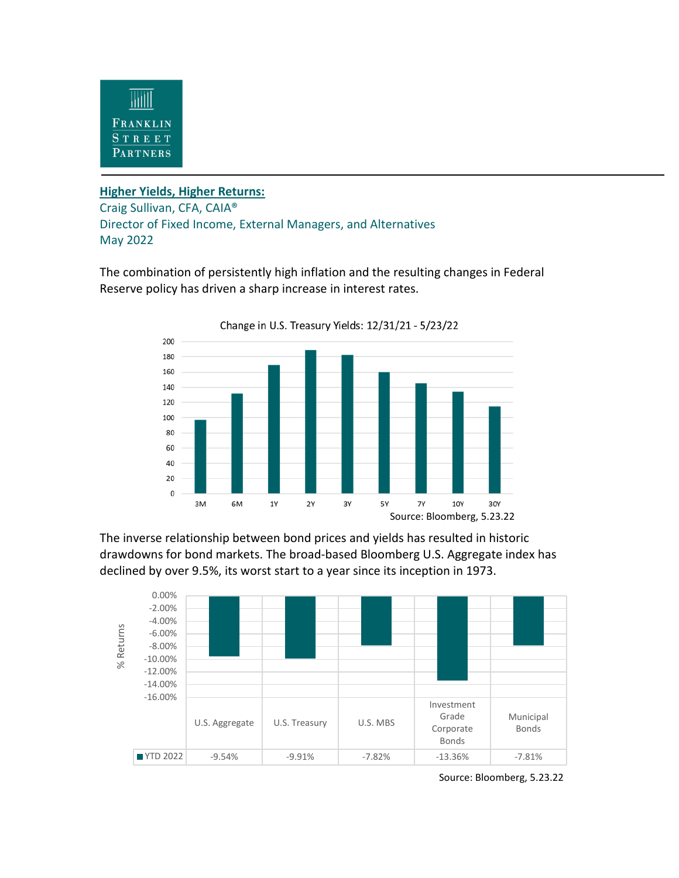FRANKLIN STREET PARTNERS

## Higher Yields, Higher Returns:

Craig Sullivan, CFA, CAIA®
Director of Fixed Income, External Managers, and Alternatives
May 2022

The combination of persistently high inflation and the resulting changes in Federal Reserve policy has driven a sharp increase in interest rates.

Change in U.S. Treasury Yields: 12/31/21 - 5/23/22

Source: Bloomberg, 5.23.22

The inverse relationship between bond prices and yields has resulted in historic drawdowns for bond markets. The broad-based Bloomberg U.S. Aggregate index has declined by over 9.5%, its worst start to a year since its inception in 1973.

| | U.S. Aggregate | U.S. Treasury | U.S. MBS | Investment Grade Corporate Bonds | Municipal Bonds |
|---|---|---|---|---|---|
| YTD 2022 | -9.54% | -9.91% | -7.82% | -13.36% | -7.81% |

Source: Bloomberg, 5.23.22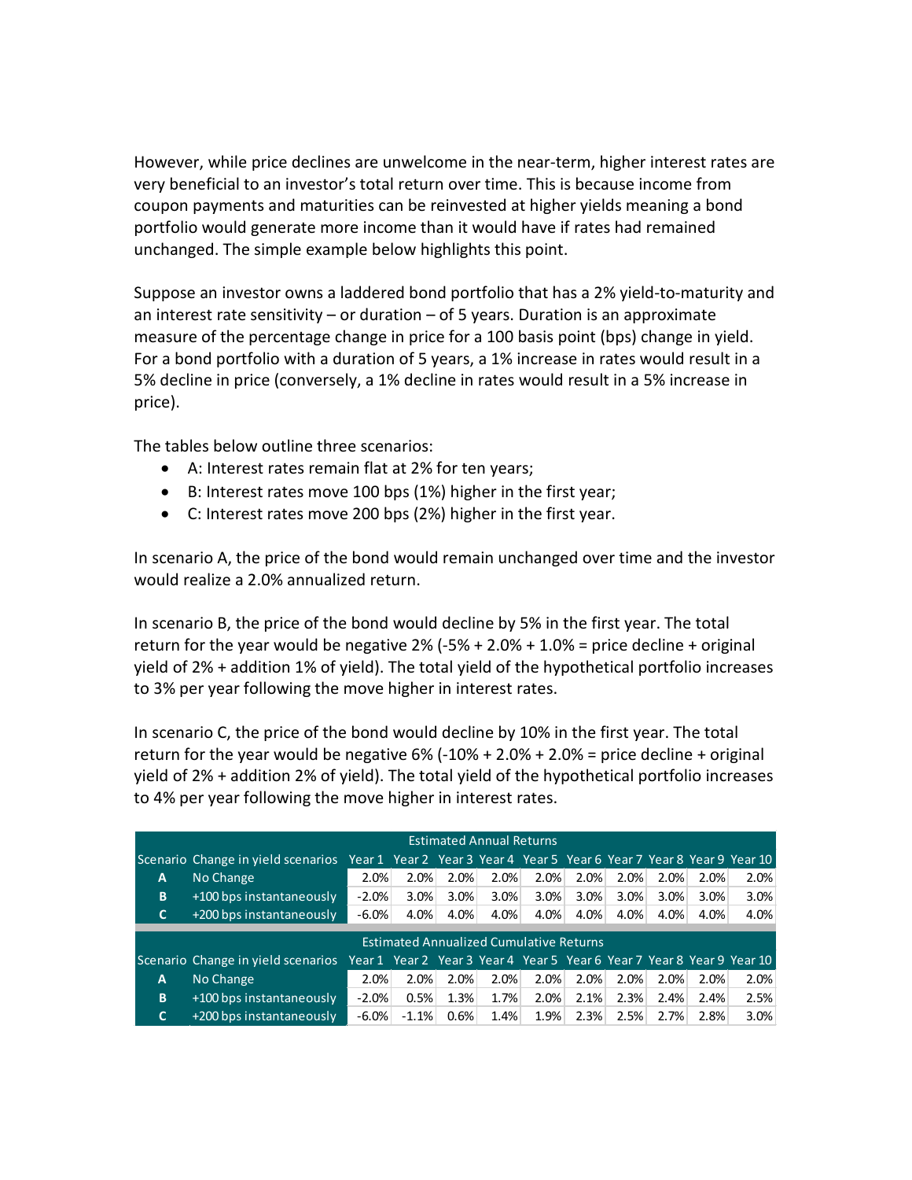However, while price declines are unwelcome in the near-term, higher interest rates are very beneficial to an investor's total return over time. This is because income from coupon payments and maturities can be reinvested at higher yields meaning a bond portfolio would generate more income than it would have if rates had remained unchanged. The simple example below highlights this point.

Suppose an investor owns a laddered bond portfolio that has a 2% yield-to-maturity and an interest rate sensitivity – or duration – of 5 years. Duration is an approximate measure of the percentage change in price for a 100 basis point (bps) change in yield. For a bond portfolio with a duration of 5 years, a 1% increase in rates would result in a 5% decline in price (conversely, a 1% decline in rates would result in a 5% increase in price).

The tables below outline three scenarios:

- A: Interest rates remain flat at 2% for ten years;
- B: Interest rates move 100 bps (1%) higher in the first year;
- C: Interest rates move 200 bps (2%) higher in the first year.

In scenario A, the price of the bond would remain unchanged over time and the investor would realize a 2.0% annualized return.

In scenario B, the price of the bond would decline by 5% in the first year. The total return for the year would be negative 2% (-5% + 2.0% + 1.0% = price decline + original yield of 2% + addition 1% of yield). The total yield of the hypothetical portfolio increases to 3% per year following the move higher in interest rates.

In scenario C, the price of the bond would decline by 10% in the first year. The total return for the year would be negative 6% (-10% + 2.0% + 2.0% = price decline + original yield of 2% + addition 2% of yield). The total yield of the hypothetical portfolio increases to 4% per year following the move higher in interest rates.

| Estimated Annual Returns | | | | | | | | | | | |
|---|---|---|---|---|---|---|---|---|---|---|---|
| Scenario | Change in yield scenarios | Year 1 | Year 2 | Year 3 | Year 4 | Year 5 | Year 6 | Year 7 | Year 8 | Year 9 | Year 10 |
| A | No Change | 2.0% | 2.0% | 2.0% | 2.0% | 2.0% | 2.0% | 2.0% | 2.0% | 2.0% | 2.0% |
| B | +100 bps instantaneously | -2.0% | 3.0% | 3.0% | 3.0% | 3.0% | 3.0% | 3.0% | 3.0% | 3.0% | 3.0% |
| C | +200 bps instantaneously | -6.0% | 4.0% | 4.0% | 4.0% | 4.0% | 4.0% | 4.0% | 4.0% | 4.0% | 4.0% |

| Estimated Annualized Cumulative Returns | | | | | | | | | | | |
|---|---|---|---|---|---|---|---|---|---|---|---|
| Scenario | Change in yield scenarios | Year 1 | Year 2 | Year 3 | Year 4 | Year 5 | Year 6 | Year 7 | Year 8 | Year 9 | Year 10 |
| A | No Change | 2.0% | 2.0% | 2.0% | 2.0% | 2.0% | 2.0% | 2.0% | 2.0% | 2.0% | 2.0% |
| B | +100 bps instantaneously | -2.0% | 0.5% | 1.3% | 1.7% | 2.0% | 2.1% | 2.3% | 2.4% | 2.4% | 2.5% |
| C | +200 bps instantaneously | -6.0% | -1.1% | 0.6% | 1.4% | 1.9% | 2.3% | 2.5% | 2.7% | 2.8% | 3.0% |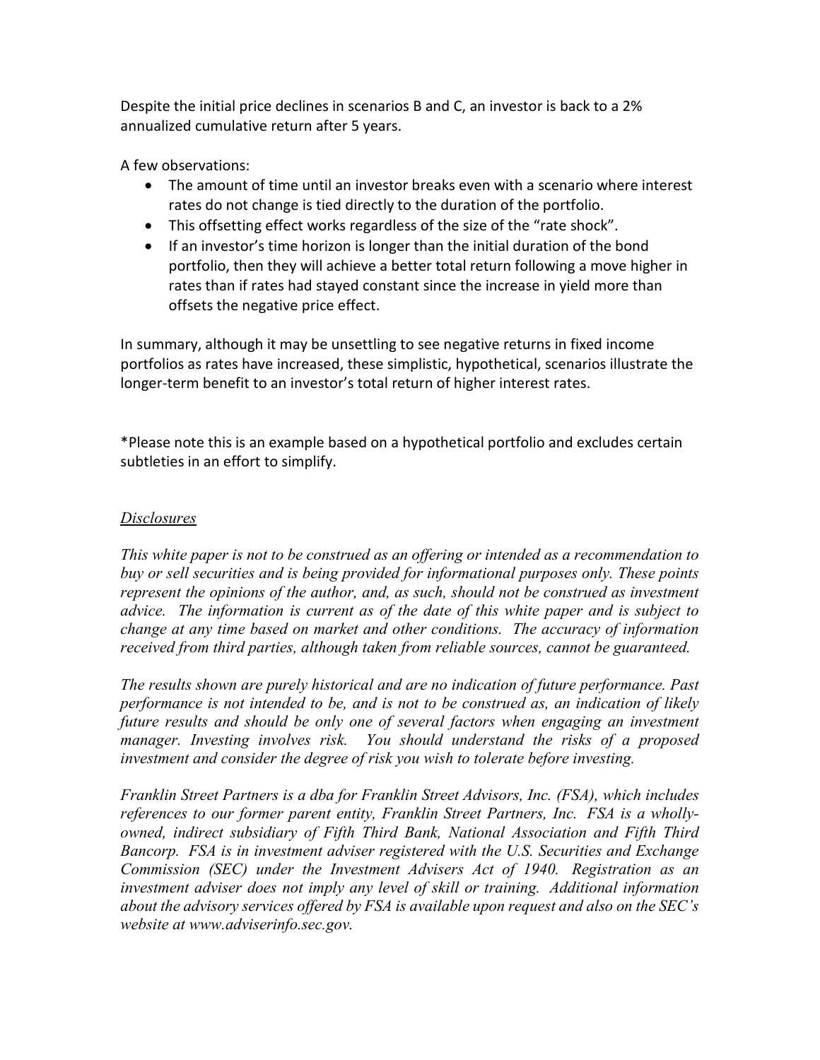Despite the initial price declines in scenarios B and C, an investor is back to a 2% annualized cumulative return after 5 years.

A few observations:

- The amount of time until an investor breaks even with a scenario where interest rates do not change is tied directly to the duration of the portfolio.
- This offsetting effect works regardless of the size of the "rate shock".
- If an investor's time horizon is longer than the initial duration of the bond portfolio, then they will achieve a better total return following a move higher in rates than if rates had stayed constant since the increase in yield more than offsets the negative price effect.

In summary, although it may be unsettling to see negative returns in fixed income portfolios as rates have increased, these simplistic, hypothetical, scenarios illustrate the longer-term benefit to an investor's total return of higher interest rates.

*Please note this is an example based on a hypothetical portfolio and excludes certain subtleties in an effort to simplify.

*<u>Disclosures</u>*

*This white paper is not to be construed as an offering or intended as a recommendation to buy or sell securities and is being provided for informational purposes only. These points represent the opinions of the author, and, as such, should not be construed as investment advice. The information is current as of the date of this white paper and is subject to change at any time based on market and other conditions. The accuracy of information received from third parties, although taken from reliable sources, cannot be guaranteed.*

*The results shown are purely historical and are no indication of future performance. Past performance is not intended to be, and is not to be construed as, an indication of likely future results and should be only one of several factors when engaging an investment manager. Investing involves risk. You should understand the risks of a proposed investment and consider the degree of risk you wish to tolerate before investing.*

*Franklin Street Partners is a dba for Franklin Street Advisors, Inc. (FSA), which includes references to our former parent entity, Franklin Street Partners, Inc. FSA is a wholly-owned, indirect subsidiary of Fifth Third Bank, National Association and Fifth Third Bancorp. FSA is in investment adviser registered with the U.S. Securities and Exchange Commission (SEC) under the Investment Advisers Act of 1940. Registration as an investment adviser does not imply any level of skill or training. Additional information about the advisory services offered by FSA is available upon request and also on the SEC's website at www.adviserinfo.sec.gov.*